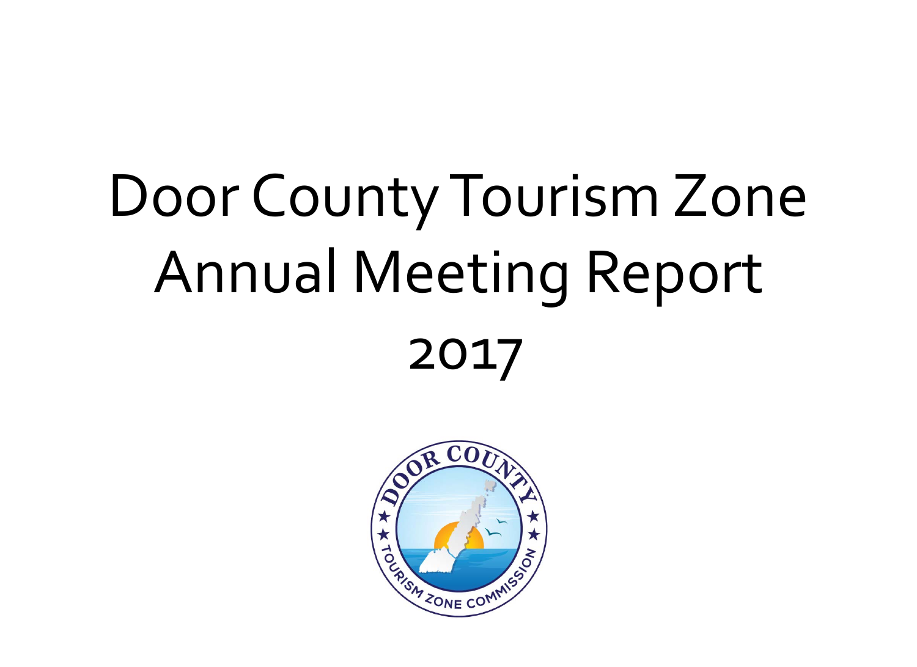# Door County Tourism Zone Annual Meeting Report

## 2017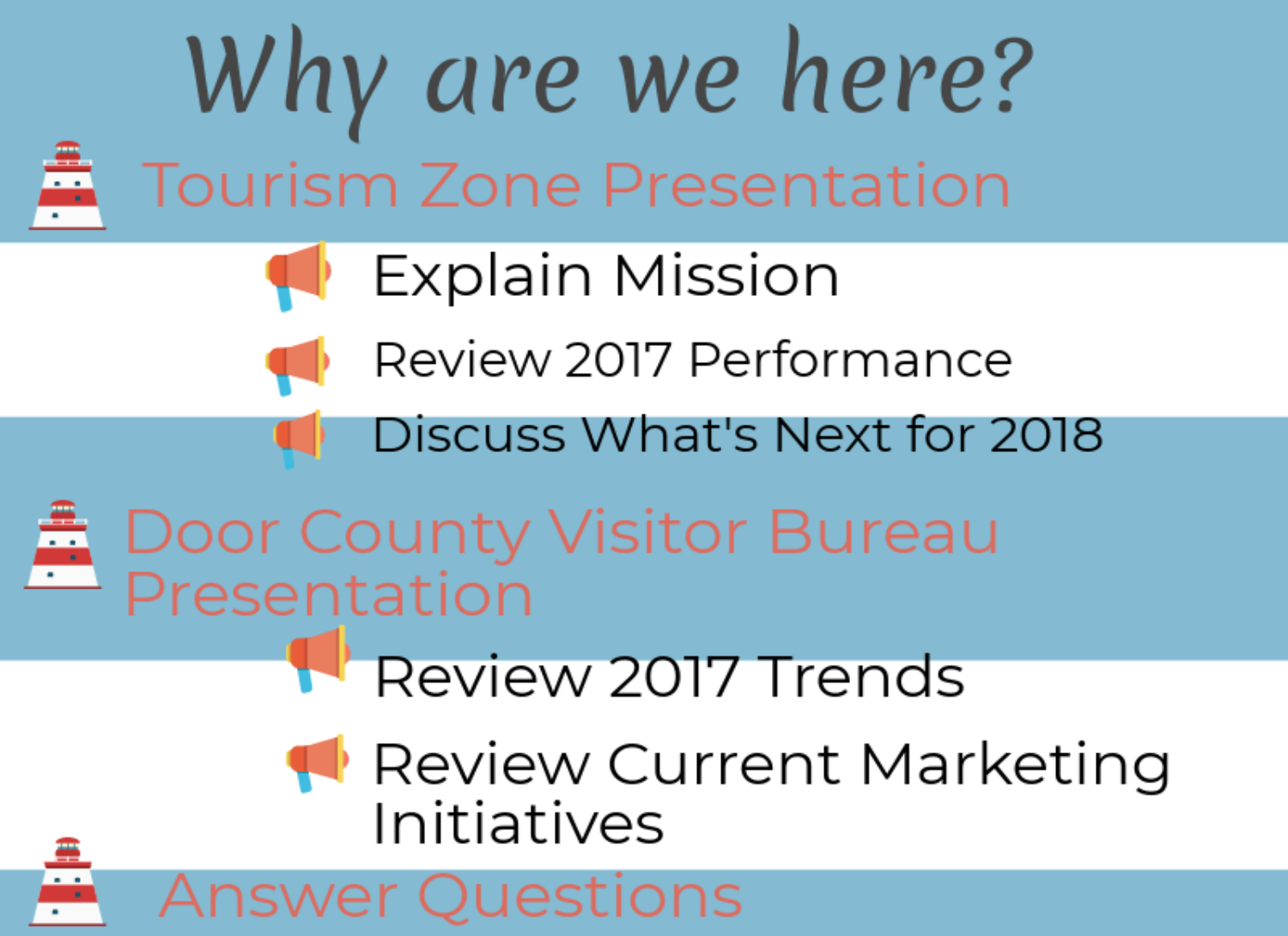# Why are we here?

- Tourism Zone Presentation
  - Explain Mission
  - Review 2017 Performance
  - Discuss What's Next for 2018
- Door County Visitor Bureau Presentation
  - Review 2017 Trends
  - Review Current Marketing Initiatives
- Answer Questions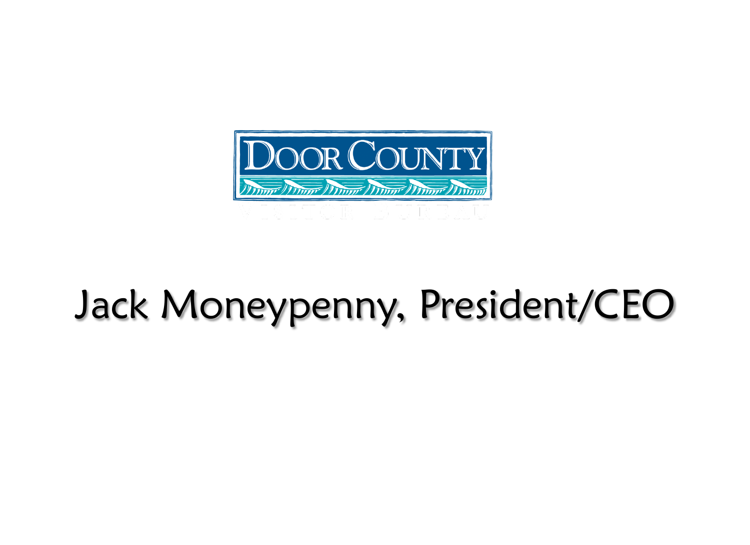DOOR COUNTY

VISITOR BUREAU

# Jack Moneypenny, President/CEO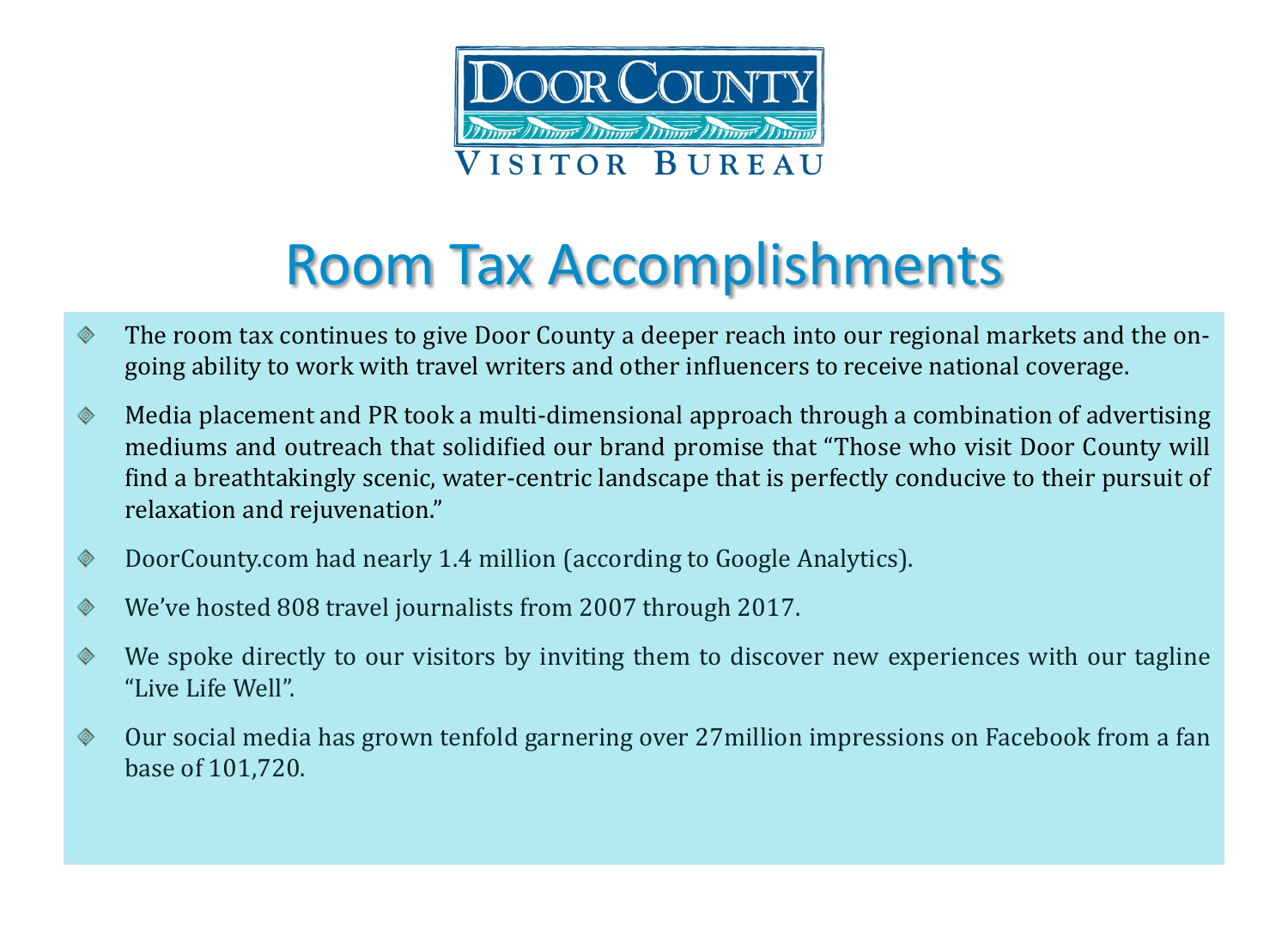Door County Visitor Bureau

# Room Tax Accomplishments

- The room tax continues to give Door County a deeper reach into our regional markets and the on-going ability to work with travel writers and other influencers to receive national coverage.
- Media placement and PR took a multi-dimensional approach through a combination of advertising mediums and outreach that solidified our brand promise that "Those who visit Door County will find a breathtakingly scenic, water-centric landscape that is perfectly conducive to their pursuit of relaxation and rejuvenation."
- DoorCounty.com had nearly 1.4 million (according to Google Analytics).
- We've hosted 808 travel journalists from 2007 through 2017.
- We spoke directly to our visitors by inviting them to discover new experiences with our tagline "Live Life Well".
- Our social media has grown tenfold garnering over 27million impressions on Facebook from a fan base of 101,720.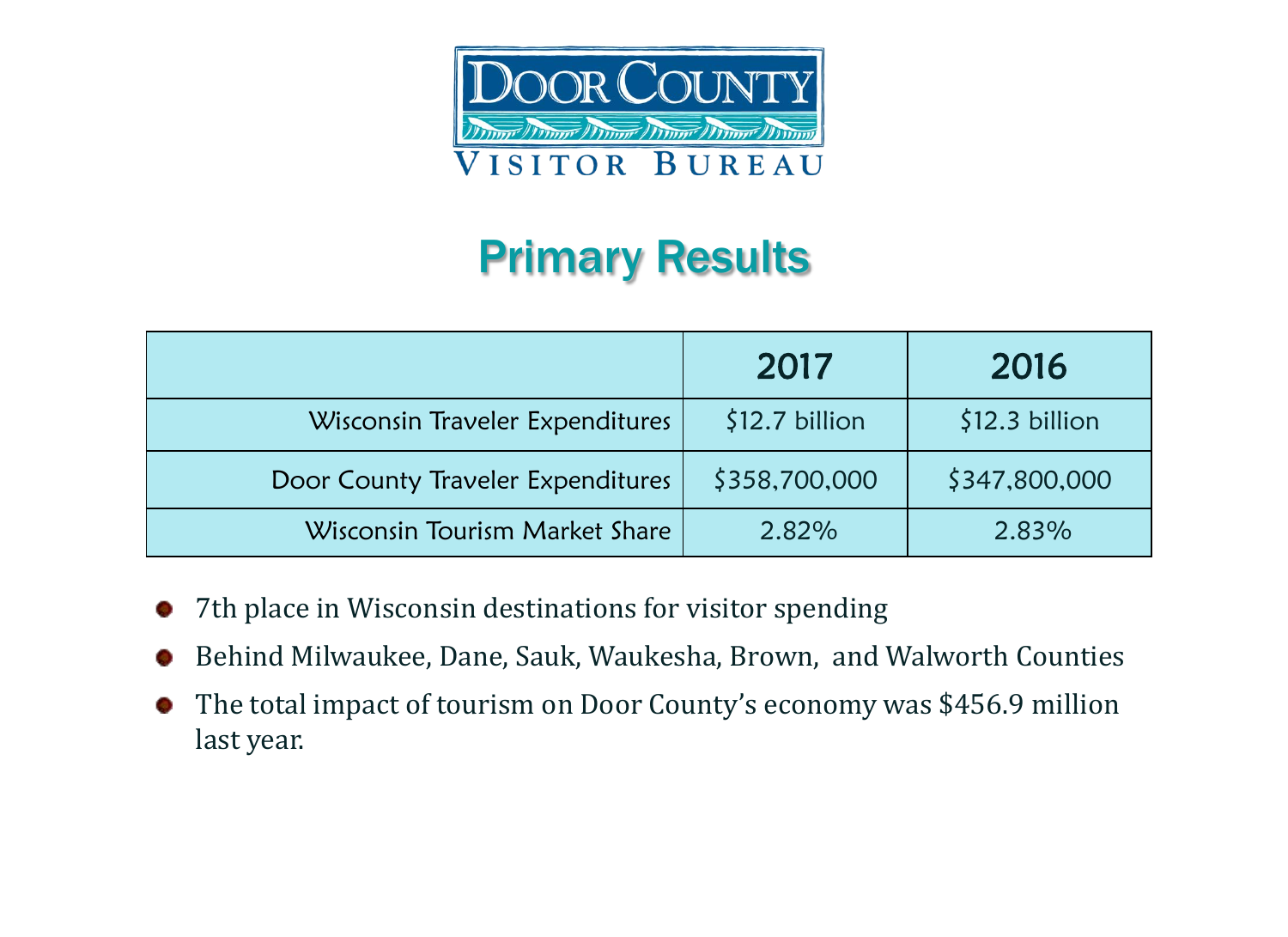Door County Visitor Bureau

# Primary Results

| | 2017 | 2016 |
|---|---|---|
| Wisconsin Traveler Expenditures | $12.7 billion | $12.3 billion |
| Door County Traveler Expenditures | $358,700,000 | $347,800,000 |
| Wisconsin Tourism Market Share | 2.82% | 2.83% |

- 7th place in Wisconsin destinations for visitor spending
- Behind Milwaukee, Dane, Sauk, Waukesha, Brown, and Walworth Counties
- The total impact of tourism on Door County's economy was $456.9 million last year.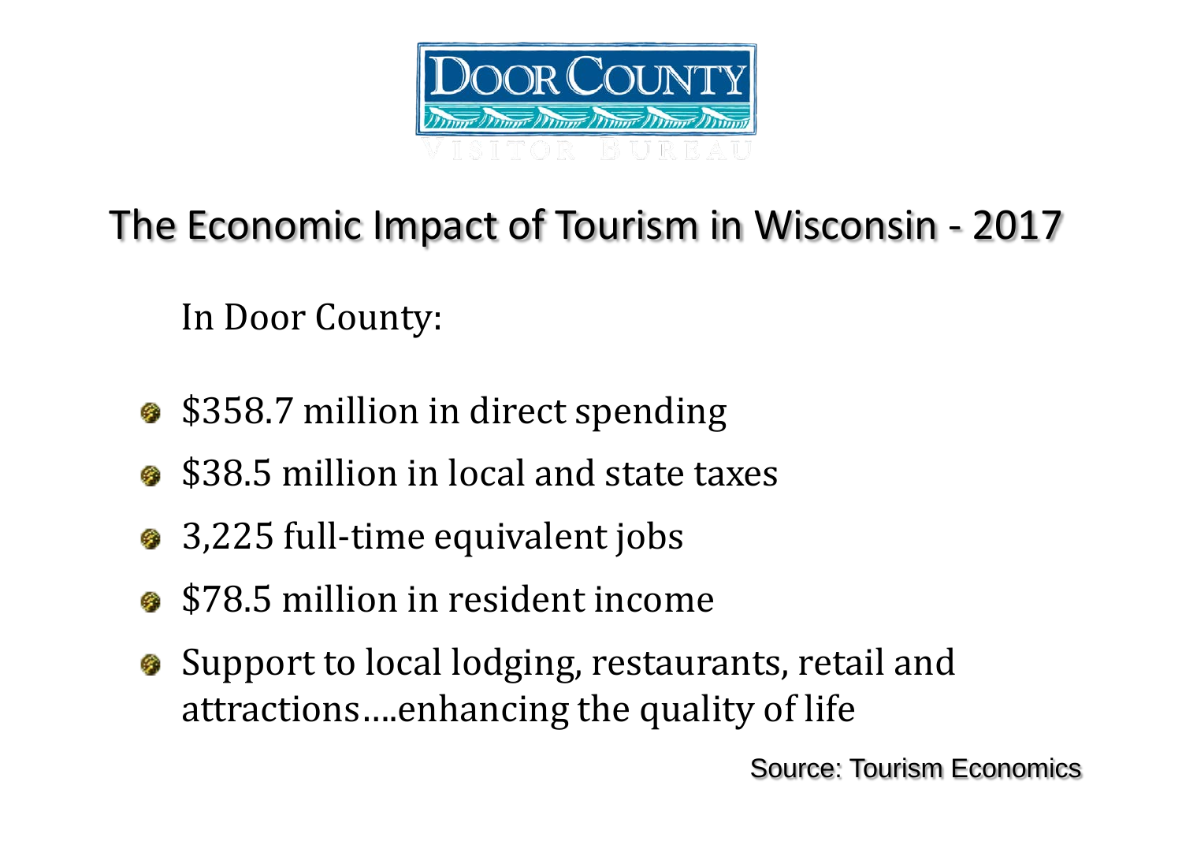DOOR COUNTY

VISITOR BUREAU

# The Economic Impact of Tourism in Wisconsin - 2017

In Door County:

- $358.7 million in direct spending
- $38.5 million in local and state taxes
- 3,225 full-time equivalent jobs
- $78.5 million in resident income
- Support to local lodging, restaurants, retail and attractions….enhancing the quality of life

Source: Tourism Economics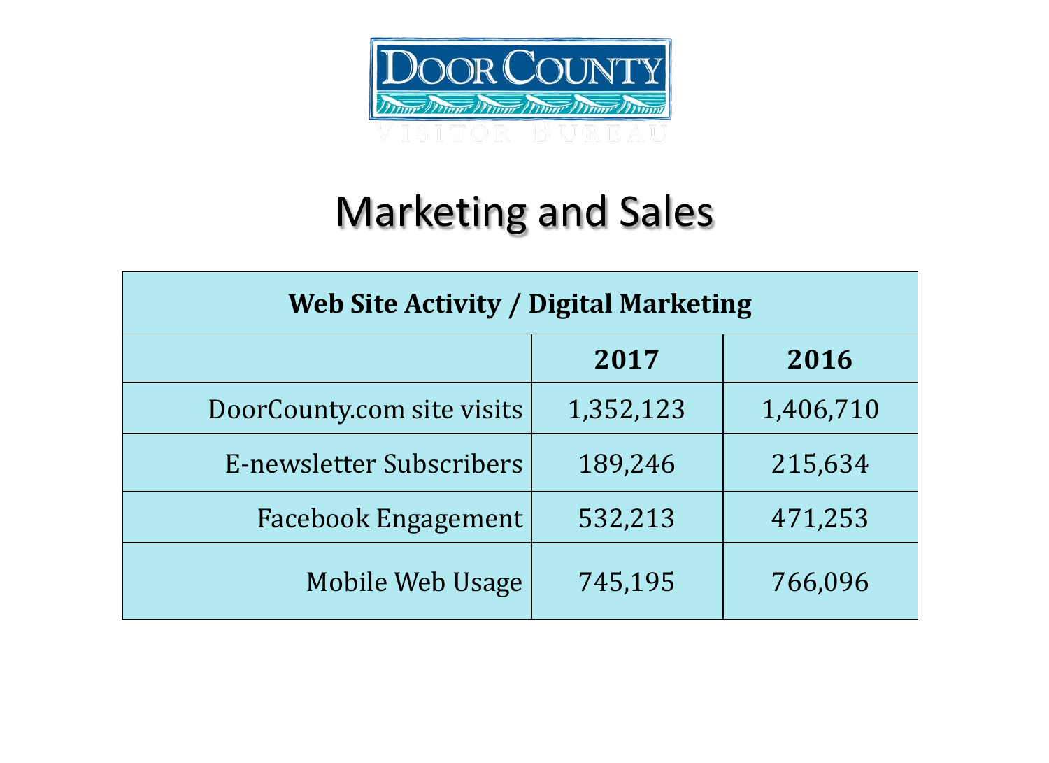# Door County Visitor Bureau

## Marketing and Sales

| Web Site Activity / Digital Marketing | | |
|---|---|---|
| | **2017** | **2016** |
| DoorCounty.com site visits | 1,352,123 | 1,406,710 |
| E-newsletter Subscribers | 189,246 | 215,634 |
| Facebook Engagement | 532,213 | 471,253 |
| Mobile Web Usage | 745,195 | 766,096 |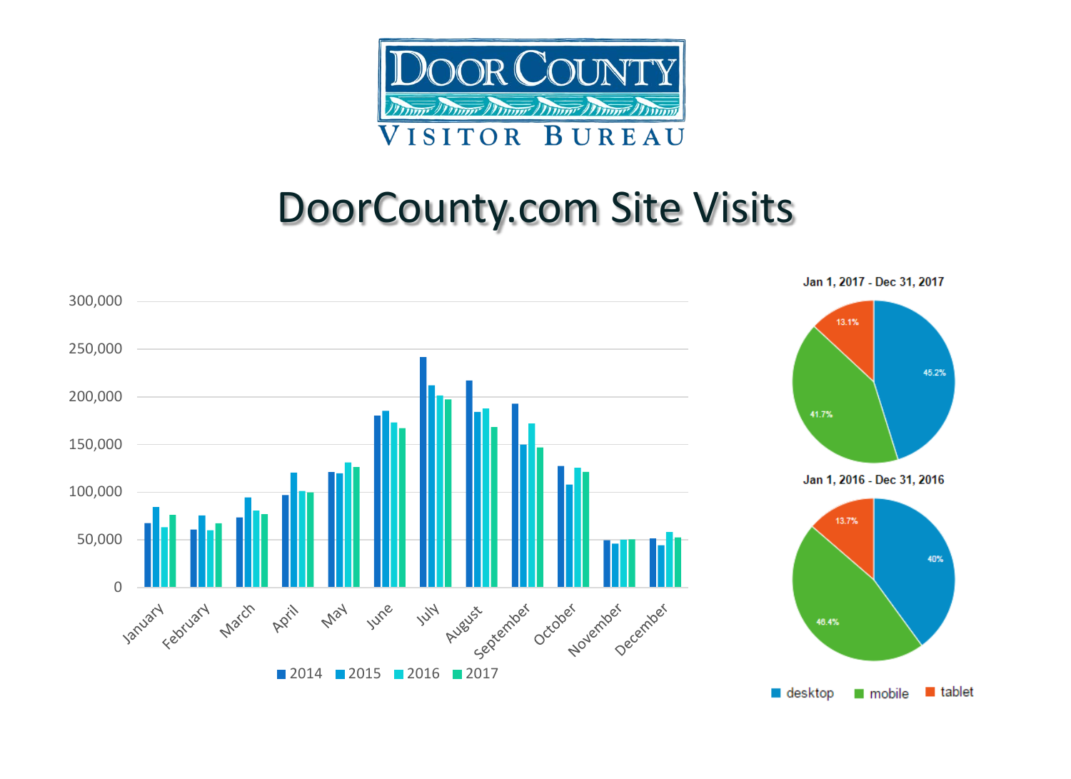DOOR COUNTY

VISITOR BUREAU

# DoorCounty.com Site Visits

300,000
250,000
200,000
150,000
100,000
50,000
0

January February March April May June July August September October November December

2014 2015 2016 2017

Jan 1, 2017 - Dec 31, 2017

13.1%
45.2%
41.7%

Jan 1, 2016 - Dec 31, 2016

13.7%
40%
46.4%

desktop mobile tablet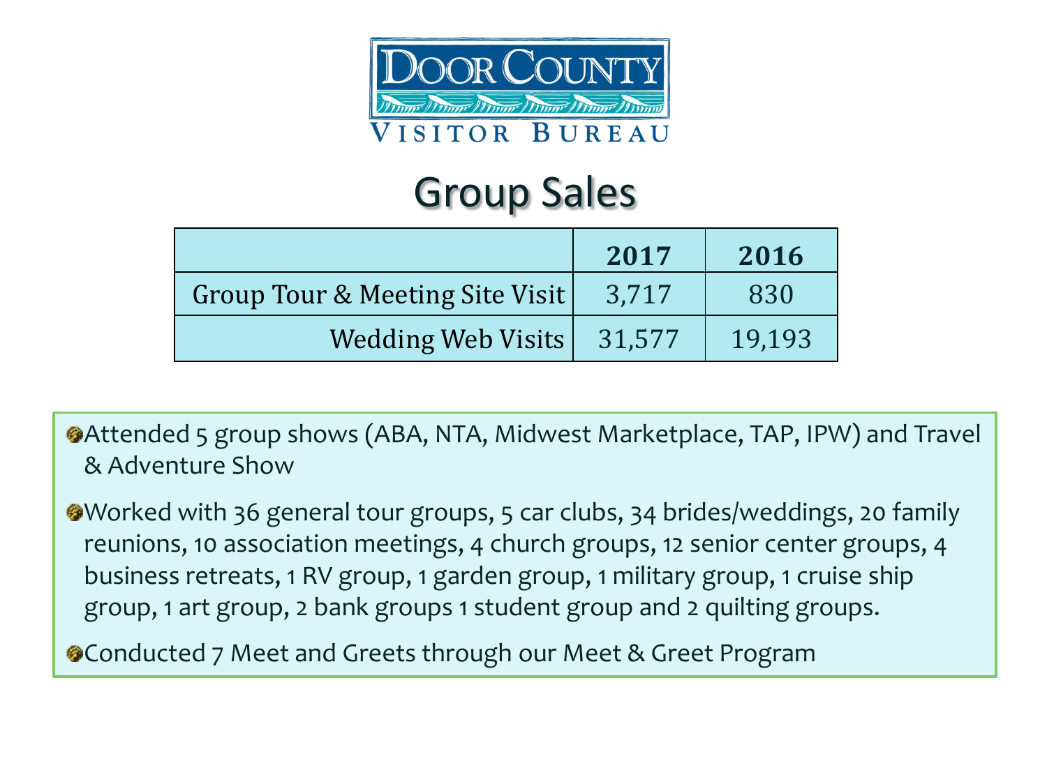Door County Visitor Bureau

# Group Sales

| | 2017 | 2016 |
|---|---|---|
| Group Tour & Meeting Site Visit | 3,717 | 830 |
| Wedding Web Visits | 31,577 | 19,193 |

- Attended 5 group shows (ABA, NTA, Midwest Marketplace, TAP, IPW) and Travel & Adventure Show
- Worked with 36 general tour groups, 5 car clubs, 34 brides/weddings, 20 family reunions, 10 association meetings, 4 church groups, 12 senior center groups, 4 business retreats, 1 RV group, 1 garden group, 1 military group, 1 cruise ship group, 1 art group, 2 bank groups 1 student group and 2 quilting groups.
- Conducted 7 Meet and Greets through our Meet & Greet Program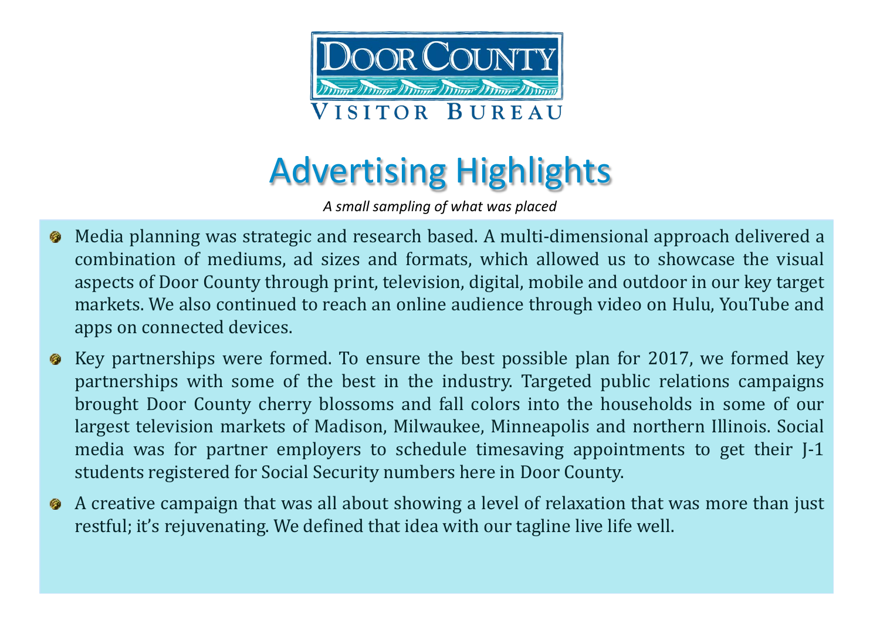Door County Visitor Bureau

# Advertising Highlights

*A small sampling of what was placed*

- Media planning was strategic and research based. A multi-dimensional approach delivered a combination of mediums, ad sizes and formats, which allowed us to showcase the visual aspects of Door County through print, television, digital, mobile and outdoor in our key target markets. We also continued to reach an online audience through video on Hulu, YouTube and apps on connected devices.
- Key partnerships were formed. To ensure the best possible plan for 2017, we formed key partnerships with some of the best in the industry. Targeted public relations campaigns brought Door County cherry blossoms and fall colors into the households in some of our largest television markets of Madison, Milwaukee, Minneapolis and northern Illinois. Social media was for partner employers to schedule timesaving appointments to get their J-1 students registered for Social Security numbers here in Door County.
- A creative campaign that was all about showing a level of relaxation that was more than just restful; it's rejuvenating. We defined that idea with our tagline live life well.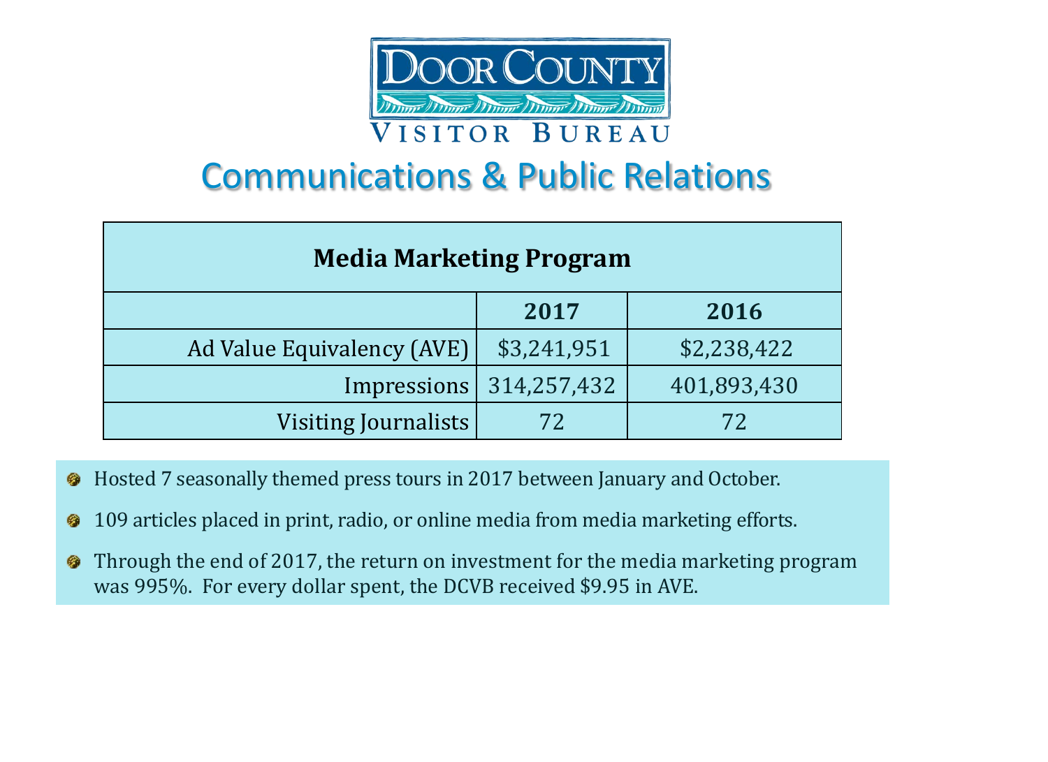Door County Visitor Bureau

# Communications & Public Relations

| Media Marketing Program | | |
|---|---|---|
| | **2017** | **2016** |
| Ad Value Equivalency (AVE) | $3,241,951 | $2,238,422 |
| Impressions | 314,257,432 | 401,893,430 |
| Visiting Journalists | 72 | 72 |

- Hosted 7 seasonally themed press tours in 2017 between January and October.
- 109 articles placed in print, radio, or online media from media marketing efforts.
- Through the end of 2017, the return on investment for the media marketing program was 995%. For every dollar spent, the DCVB received $9.95 in AVE.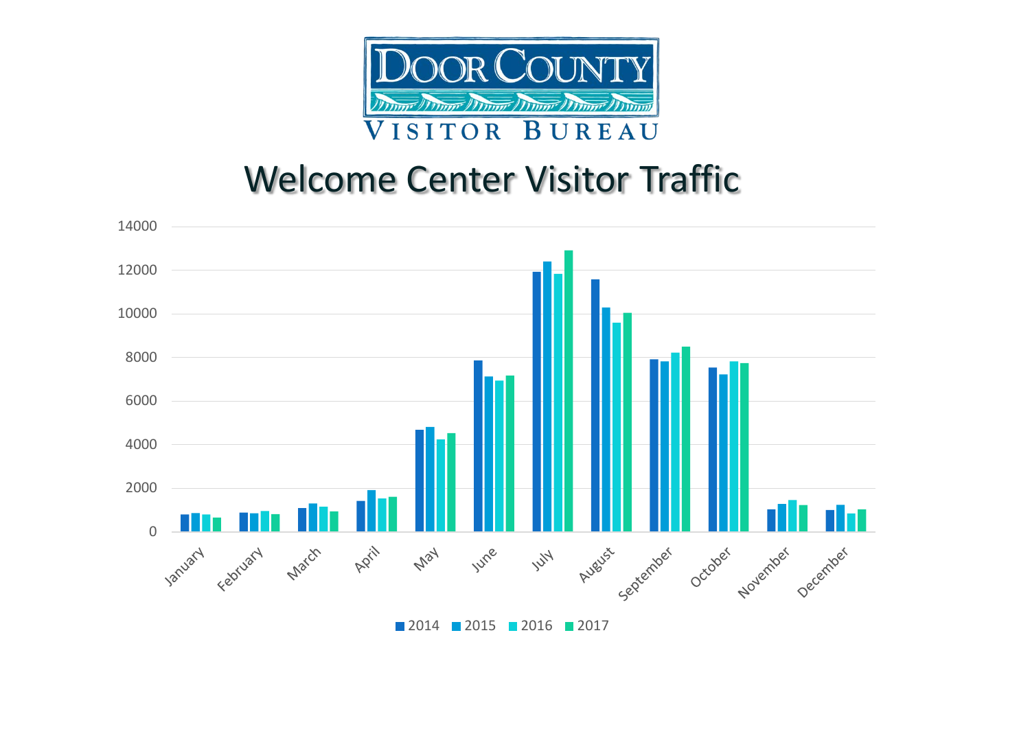DOOR COUNTY

VISITOR BUREAU

# Welcome Center Visitor Traffic

14000
12000
10000
8000
6000
4000
2000
0

January February March April May June July August September October November December

2014 2015 2016 2017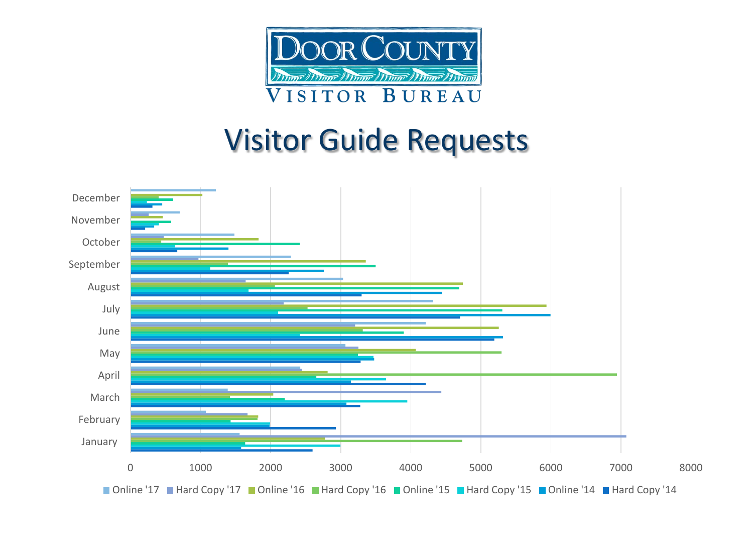Door County Visitor Bureau

# Visitor Guide Requests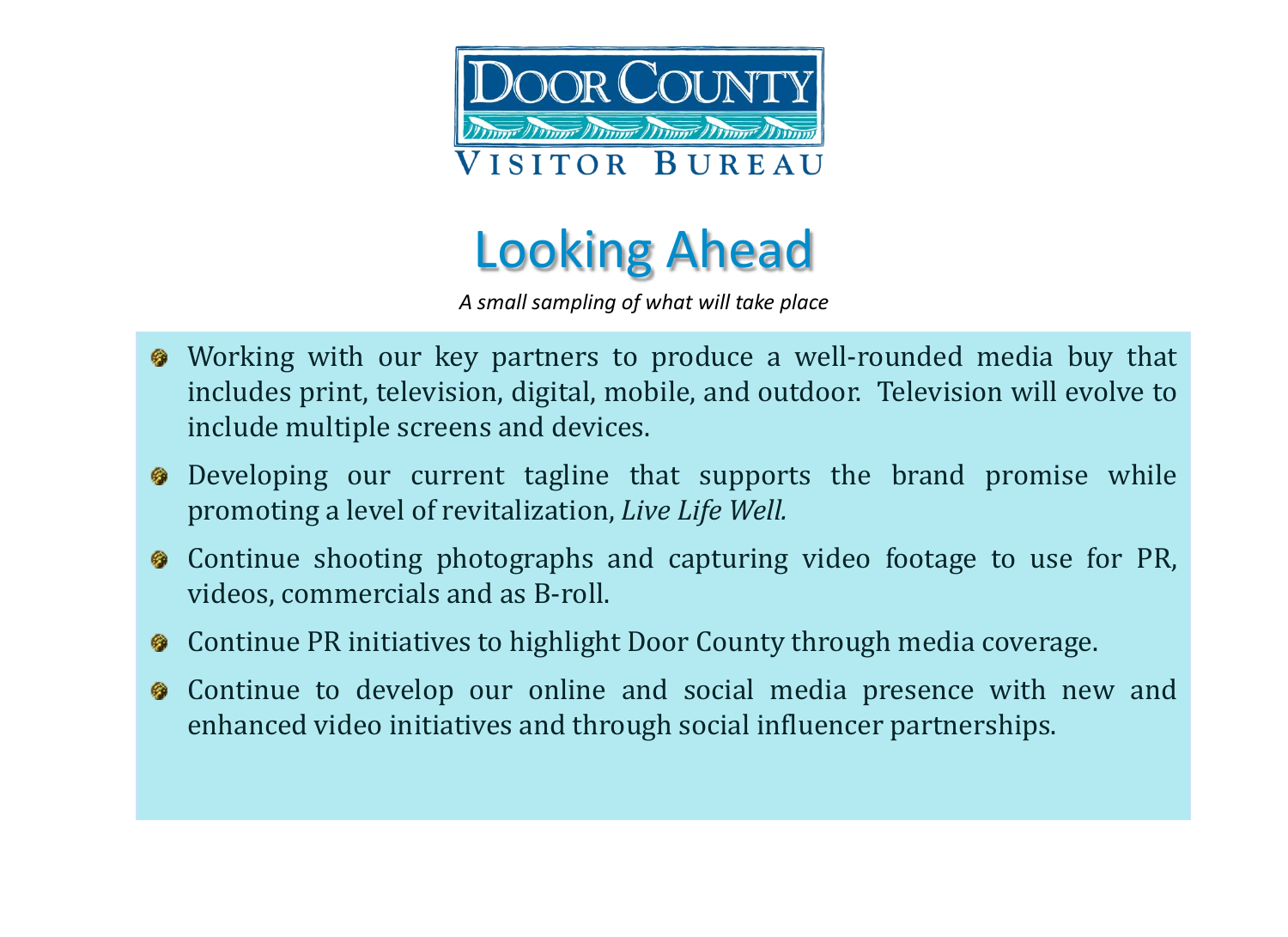DOOR COUNTY

VISITOR BUREAU

# Looking Ahead

*A small sampling of what will take place*

- Working with our key partners to produce a well-rounded media buy that includes print, television, digital, mobile, and outdoor. Television will evolve to include multiple screens and devices.
- Developing our current tagline that supports the brand promise while promoting a level of revitalization, *Live Life Well.*
- Continue shooting photographs and capturing video footage to use for PR, videos, commercials and as B-roll.
- Continue PR initiatives to highlight Door County through media coverage.
- Continue to develop our online and social media presence with new and enhanced video initiatives and through social influencer partnerships.